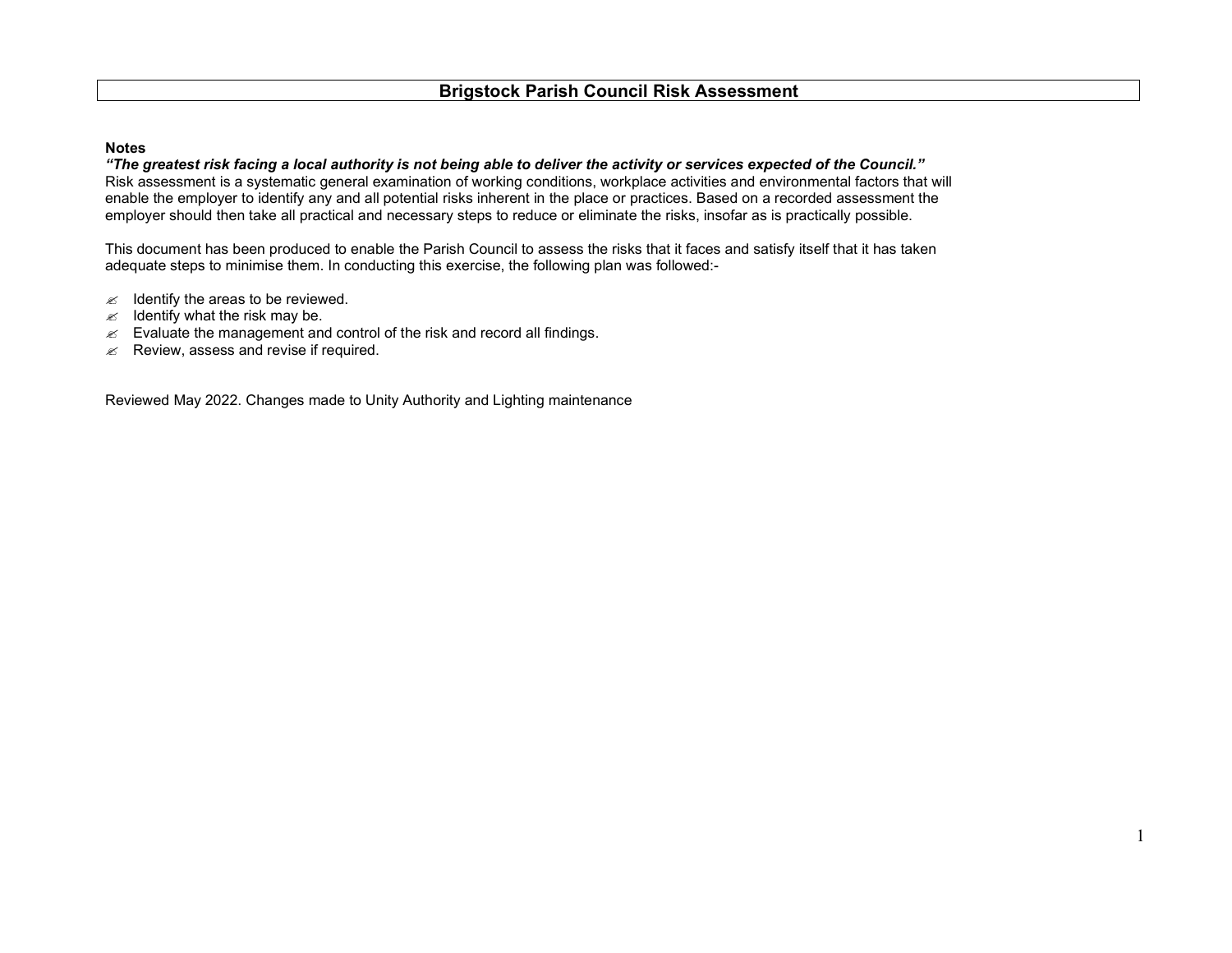# Brigstock Parish Council Risk Assessment

**Notes**

***"The greatest risk facing a local authority is not being able to deliver the activity or services expected of the Council."***

Risk assessment is a systematic general examination of working conditions, workplace activities and environmental factors that will enable the employer to identify any and all potential risks inherent in the place or practices. Based on a recorded assessment the employer should then take all practical and necessary steps to reduce or eliminate the risks, insofar as is practically possible.

This document has been produced to enable the Parish Council to assess the risks that it faces and satisfy itself that it has taken adequate steps to minimise them. In conducting this exercise, the following plan was followed:-

- Identify the areas to be reviewed.
- Identify what the risk may be.
- Evaluate the management and control of the risk and record all findings.
- Review, assess and revise if required.

Reviewed May 2022. Changes made to Unity Authority and Lighting maintenance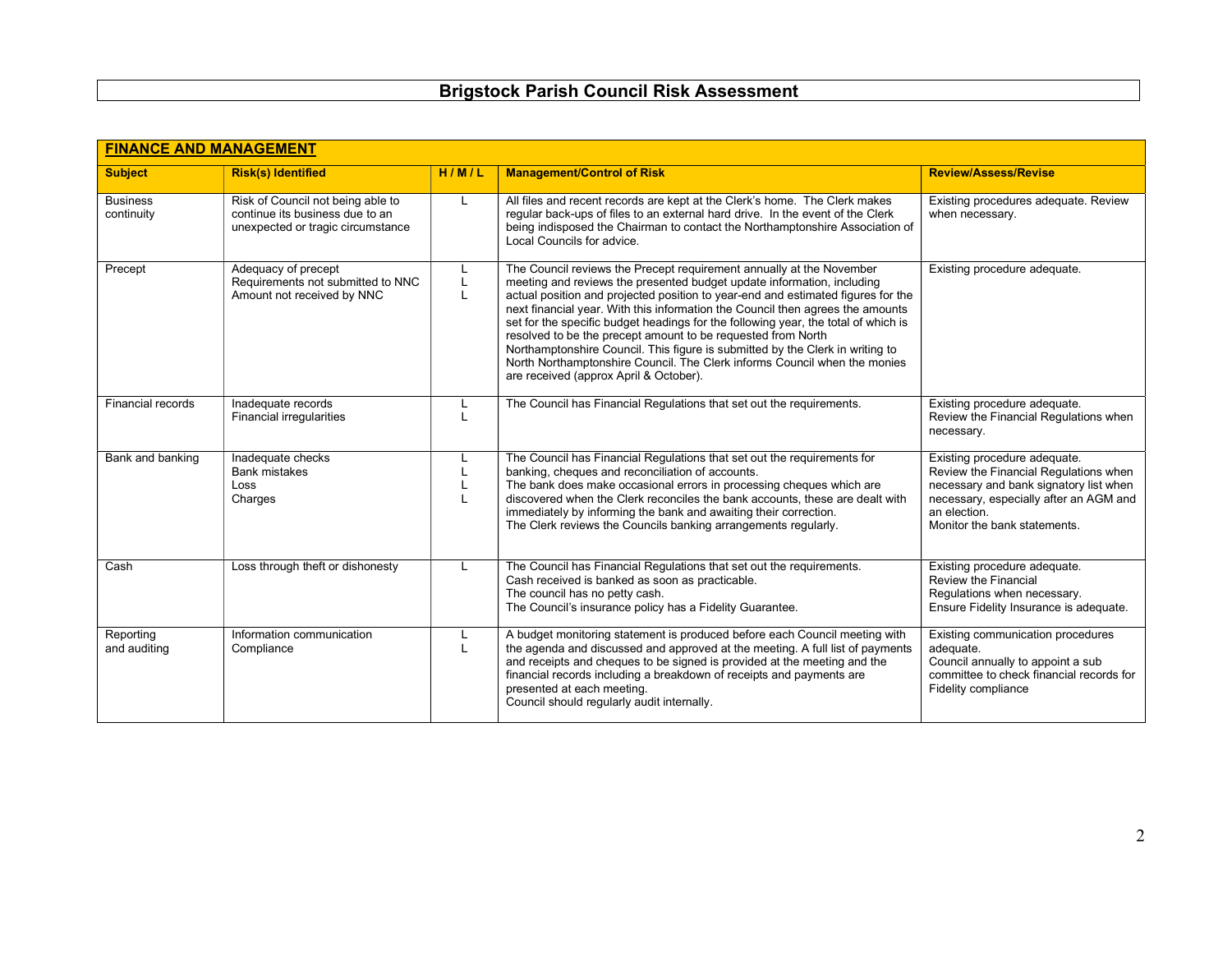# Brigstock Parish Council Risk Assessment

| **FINANCE AND MANAGEMENT** | | | | |
|---|---|---|---|---|
| **Subject** | **Risk(s) Identified** | **H / M / L** | **Management/Control of Risk** | **Review/Assess/Revise** |
| Business continuity | Risk of Council not being able to continue its business due to an unexpected or tragic circumstance | L | All files and recent records are kept at the Clerk's home. The Clerk makes regular back-ups of files to an external hard drive. In the event of the Clerk being indisposed the Chairman to contact the Northamptonshire Association of Local Councils for advice. | Existing procedures adequate. Review when necessary. |
| Precept | Adequacy of precept<br>Requirements not submitted to NNC<br>Amount not received by NNC | L<br>L<br>L | The Council reviews the Precept requirement annually at the November meeting and reviews the presented budget update information, including actual position and projected position to year-end and estimated figures for the next financial year. With this information the Council then agrees the amounts set for the specific budget headings for the following year, the total of which is resolved to be the precept amount to be requested from North Northamptonshire Council. This figure is submitted by the Clerk in writing to North Northamptonshire Council. The Clerk informs Council when the monies are received (approx April & October). | Existing procedure adequate. |
| Financial records | Inadequate records<br>Financial irregularities | L<br>L | The Council has Financial Regulations that set out the requirements. | Existing procedure adequate. Review the Financial Regulations when necessary. |
| Bank and banking | Inadequate checks<br>Bank mistakes<br>Loss<br>Charges | L<br>L<br>L<br>L | The Council has Financial Regulations that set out the requirements for banking, cheques and reconciliation of accounts.<br>The bank does make occasional errors in processing cheques which are discovered when the Clerk reconciles the bank accounts, these are dealt with immediately by informing the bank and awaiting their correction.<br>The Clerk reviews the Councils banking arrangements regularly. | Existing procedure adequate. Review the Financial Regulations when necessary and bank signatory list when necessary, especially after an AGM and an election.<br>Monitor the bank statements. |
| Cash | Loss through theft or dishonesty | L | The Council has Financial Regulations that set out the requirements.<br>Cash received is banked as soon as practicable.<br>The council has no petty cash.<br>The Council's insurance policy has a Fidelity Guarantee. | Existing procedure adequate.<br>Review the Financial Regulations when necessary.<br>Ensure Fidelity Insurance is adequate. |
| Reporting and auditing | Information communication<br>Compliance | L<br>L | A budget monitoring statement is produced before each Council meeting with the agenda and discussed and approved at the meeting. A full list of payments and receipts and cheques to be signed is provided at the meeting and the financial records including a breakdown of receipts and payments are presented at each meeting.<br>Council should regularly audit internally. | Existing communication procedures adequate.<br>Council annually to appoint a sub committee to check financial records for Fidelity compliance |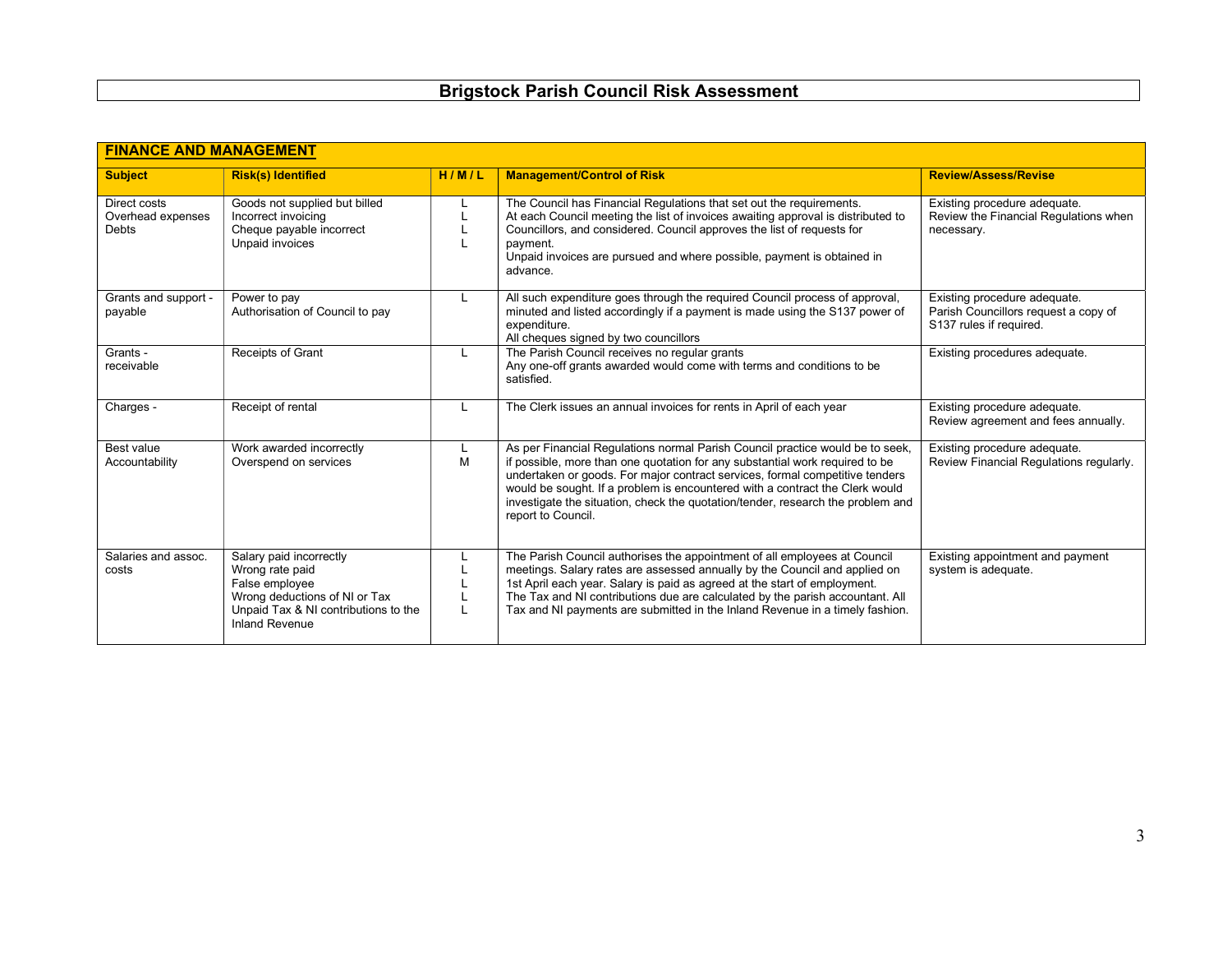# Brigstock Parish Council Risk Assessment

| **FINANCE AND MANAGEMENT** | | | | |
|---|---|---|---|---|
| **Subject** | **Risk(s) Identified** | **H / M / L** | **Management/Control of Risk** | **Review/Assess/Revise** |
| Direct costs<br>Overhead expenses<br>Debts | Goods not supplied but billed<br>Incorrect invoicing<br>Cheque payable incorrect<br>Unpaid invoices | L<br>L<br>L<br>L | The Council has Financial Regulations that set out the requirements.<br>At each Council meeting the list of invoices awaiting approval is distributed to Councillors, and considered. Council approves the list of requests for payment.<br>Unpaid invoices are pursued and where possible, payment is obtained in advance. | Existing procedure adequate.<br>Review the Financial Regulations when necessary. |
| Grants and support - payable | Power to pay<br>Authorisation of Council to pay | L | All such expenditure goes through the required Council process of approval, minuted and listed accordingly if a payment is made using the S137 power of expenditure.<br>All cheques signed by two councillors | Existing procedure adequate.<br>Parish Councillors request a copy of S137 rules if required. |
| Grants - receivable | Receipts of Grant | L | The Parish Council receives no regular grants<br>Any one-off grants awarded would come with terms and conditions to be satisfied. | Existing procedures adequate. |
| Charges - | Receipt of rental | L | The Clerk issues an annual invoices for rents in April of each year | Existing procedure adequate.<br>Review agreement and fees annually. |
| Best value<br>Accountability | Work awarded incorrectly<br>Overspend on services | L<br>M | As per Financial Regulations normal Parish Council practice would be to seek, if possible, more than one quotation for any substantial work required to be undertaken or goods. For major contract services, formal competitive tenders would be sought. If a problem is encountered with a contract the Clerk would investigate the situation, check the quotation/tender, research the problem and report to Council. | Existing procedure adequate.<br>Review Financial Regulations regularly. |
| Salaries and assoc. costs | Salary paid incorrectly<br>Wrong rate paid<br>False employee<br>Wrong deductions of NI or Tax<br>Unpaid Tax & NI contributions to the Inland Revenue | L<br>L<br>L<br>L<br>L | The Parish Council authorises the appointment of all employees at Council meetings. Salary rates are assessed annually by the Council and applied on 1st April each year. Salary is paid as agreed at the start of employment.<br>The Tax and NI contributions due are calculated by the parish accountant. All Tax and NI payments are submitted in the Inland Revenue in a timely fashion. | Existing appointment and payment system is adequate. |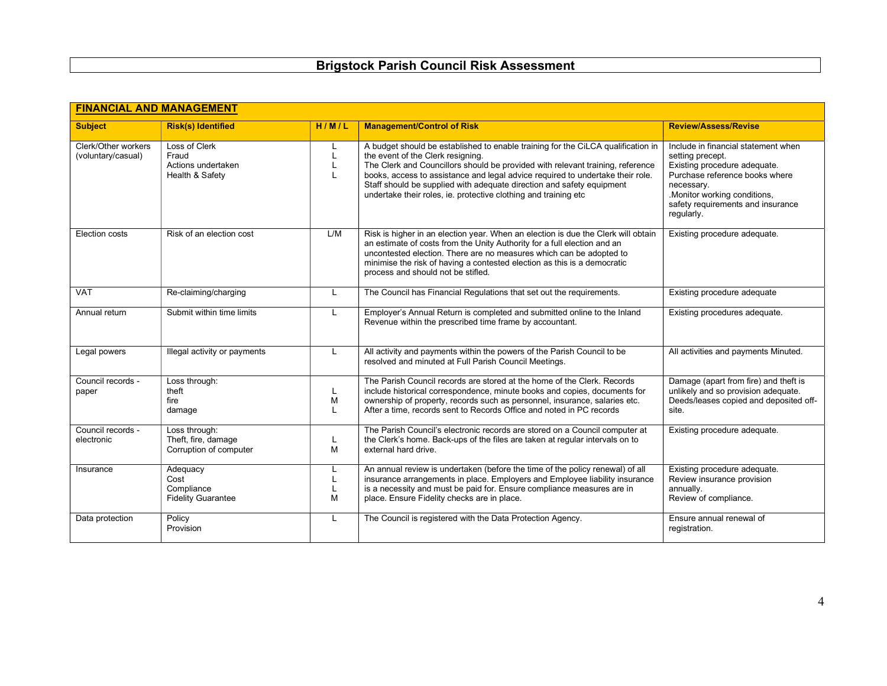# Brigstock Parish Council Risk Assessment

| **FINANCIAL AND MANAGEMENT** | | | | |
|---|---|---|---|---|
| **Subject** | **Risk(s) Identified** | **H / M / L** | **Management/Control of Risk** | **Review/Assess/Revise** |
| Clerk/Other workers (voluntary/casual) | Loss of Clerk<br>Fraud<br>Actions undertaken<br>Health & Safety | L<br>L<br>L<br>L | A budget should be established to enable training for the CiLCA qualification in the event of the Clerk resigning.<br>The Clerk and Councillors should be provided with relevant training, reference books, access to assistance and legal advice required to undertake their role. Staff should be supplied with adequate direction and safety equipment undertake their roles, ie. protective clothing and training etc | Include in financial statement when setting precept.<br>Existing procedure adequate.<br>Purchase reference books where necessary.<br>.Monitor working conditions, safety requirements and insurance regularly. |
| Election costs | Risk of an election cost | L/M | Risk is higher in an election year. When an election is due the Clerk will obtain an estimate of costs from the Unity Authority for a full election and an uncontested election. There are no measures which can be adopted to minimise the risk of having a contested election as this is a democratic process and should not be stifled. | Existing procedure adequate. |
| VAT | Re-claiming/charging | L | The Council has Financial Regulations that set out the requirements. | Existing procedure adequate |
| Annual return | Submit within time limits | L | Employer's Annual Return is completed and submitted online to the Inland Revenue within the prescribed time frame by accountant. | Existing procedures adequate. |
| Legal powers | Illegal activity or payments | L | All activity and payments within the powers of the Parish Council to be resolved and minuted at Full Parish Council Meetings. | All activities and payments Minuted. |
| Council records - paper | Loss through:<br>theft<br>fire<br>damage | <br>L<br>M<br>L | The Parish Council records are stored at the home of the Clerk. Records include historical correspondence, minute books and copies, documents for ownership of property, records such as personnel, insurance, salaries etc. After a time, records sent to Records Office and noted in PC records | Damage (apart from fire) and theft is unlikely and so provision adequate. Deeds/leases copied and deposited off-site. |
| Council records - electronic | Loss through:<br>Theft, fire, damage<br>Corruption of computer | <br>L<br>M | The Parish Council's electronic records are stored on a Council computer at the Clerk's home. Back-ups of the files are taken at regular intervals on to external hard drive. | Existing procedure adequate. |
| Insurance | Adequacy<br>Cost<br>Compliance<br>Fidelity Guarantee | L<br>L<br>L<br>M | An annual review is undertaken (before the time of the policy renewal) of all insurance arrangements in place. Employers and Employee liability insurance is a necessity and must be paid for. Ensure compliance measures are in place. Ensure Fidelity checks are in place. | Existing procedure adequate.<br>Review insurance provision annually.<br>Review of compliance. |
| Data protection | Policy<br>Provision | L | The Council is registered with the Data Protection Agency. | Ensure annual renewal of registration. |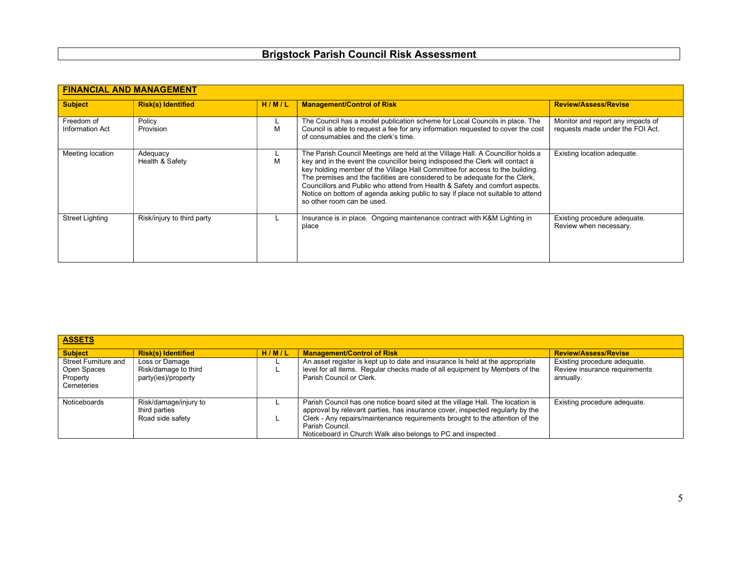# Brigstock Parish Council Risk Assessment

## FINANCIAL AND MANAGEMENT

| Subject | Risk(s) Identified | H / M / L | Management/Control of Risk | Review/Assess/Revise |
|---|---|---|---|---|
| Freedom of Information Act | Policy<br>Provision | L<br>M | The Council has a model publication scheme for Local Councils in place. The Council is able to request a fee for any information requested to cover the cost of consumables and the clerk's time. | Monitor and report any impacts of requests made under the FOI Act. |
| Meeting location | Adequacy<br>Health & Safety | L<br>M | The Parish Council Meetings are held at the Village Hall. A Councillor holds a key and in the event the councillor being indisposed the Clerk will contact a key holding member of the Village Hall Committee for access to the building. The premises and the facilities are considered to be adequate for the Clerk, Councillors and Public who attend from Health & Safety and comfort aspects. Notice on bottom of agenda asking public to say if place not suitable to attend so other room can be used. | Existing location adequate. |
| Street Lighting | Risk/injury to third party | L | Insurance is in place. Ongoing maintenance contract with K&M Lighting in place | Existing procedure adequate. Review when necessary. |

## ASSETS

| Subject | Risk(s) Identified | H / M / L | Management/Control of Risk | Review/Assess/Revise |
|---|---|---|---|---|
| Street Furniture and Open Spaces Property Cemeteries | Loss or Damage<br>Risk/damage to third party(ies)/property | L<br>L | An asset register is kept up to date and insurance Is held at the appropriate level for all items. Regular checks made of all equipment by Members of the Parish Council or Clerk. | Existing procedure adequate. Review insurance requirements annually. |
| Noticeboards | Risk/damage/injury to third parties<br>Road side safety | L<br>L | Parish Council has one notice board sited at the village Hall. The location is approval by relevant parties, has insurance cover, inspected regularly by the Clerk - Any repairs/maintenance requirements brought to the attention of the Parish Council.<br>Noticeboard in Church Walk also belongs to PC and inspected . | Existing procedure adequate. |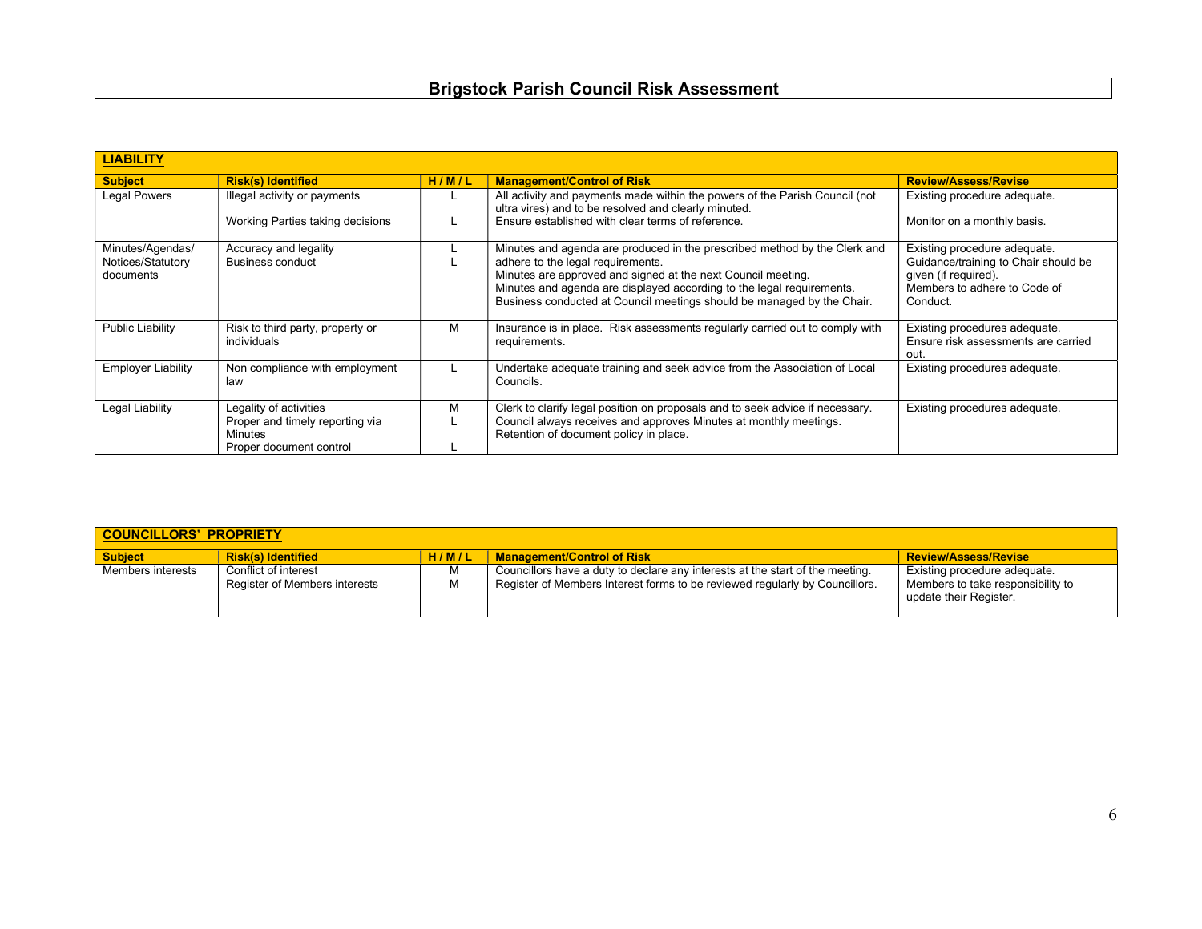# Brigstock Parish Council Risk Assessment

## LIABILITY

| Subject | Risk(s) Identified | H / M / L | Management/Control of Risk | Review/Assess/Revise |
|---|---|---|---|---|
| Legal Powers | Illegal activity or payments<br><br>Working Parties taking decisions | L<br><br>L | All activity and payments made within the powers of the Parish Council (not ultra vires) and to be resolved and clearly minuted.<br>Ensure established with clear terms of reference. | Existing procedure adequate.<br><br>Monitor on a monthly basis. |
| Minutes/Agendas/ Notices/Statutory documents | Accuracy and legality<br>Business conduct | L<br>L | Minutes and agenda are produced in the prescribed method by the Clerk and adhere to the legal requirements.<br>Minutes are approved and signed at the next Council meeting.<br>Minutes and agenda are displayed according to the legal requirements.<br>Business conducted at Council meetings should be managed by the Chair. | Existing procedure adequate.<br>Guidance/training to Chair should be given (if required).<br>Members to adhere to Code of Conduct. |
| Public Liability | Risk to third party, property or individuals | M | Insurance is in place. Risk assessments regularly carried out to comply with requirements. | Existing procedures adequate.<br>Ensure risk assessments are carried out. |
| Employer Liability | Non compliance with employment law | L | Undertake adequate training and seek advice from the Association of Local Councils. | Existing procedures adequate. |
| Legal Liability | Legality of activities<br>Proper and timely reporting via Minutes<br>Proper document control | M<br>L<br><br>L | Clerk to clarify legal position on proposals and to seek advice if necessary.<br>Council always receives and approves Minutes at monthly meetings.<br>Retention of document policy in place. | Existing procedures adequate. |

## COUNCILLORS' PROPRIETY

| Subject | Risk(s) Identified | H / M / L | Management/Control of Risk | Review/Assess/Revise |
|---|---|---|---|---|
| Members interests | Conflict of interest<br>Register of Members interests | M<br>M | Councillors have a duty to declare any interests at the start of the meeting.<br>Register of Members Interest forms to be reviewed regularly by Councillors. | Existing procedure adequate.<br>Members to take responsibility to update their Register. |